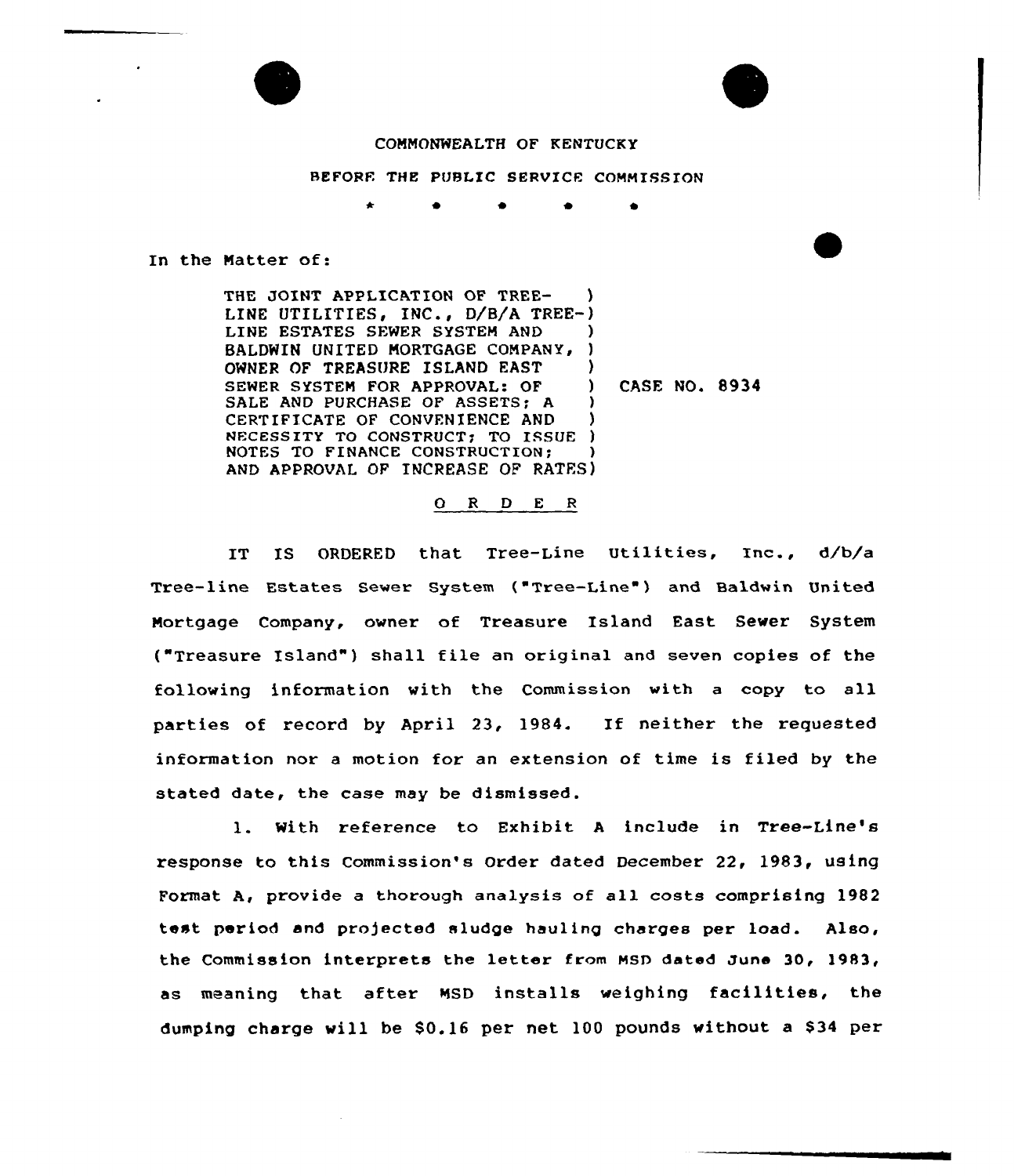COMMONWEALTH OF KENTUCKY

BEFORE THE PUBLIC SERVICE COMMISSION

\* \* \* \* \*

In the Matter of:

THE JOINT APPLICATION OF TREE-LINE UTILITIES, INC., D/B/A TREE-LINE ESTATES SEWER SYSTEM AND BALDWIN UNITED MORTGAGE COMPANY, OWNER OF TREASURE ISLAND EAST SEWER SYSTEM FOR APPROVAL: OF SALE AND PURCHASE OF ASSETS; A CERTIFICATE OF CONVENIENCE AND NECESSITY TO CONSTRUCT; TO ISSUE NOTES TO FINANCE CONSTRUCTION; AND APPROVAL OF INCREASE OF RATES ) CASE NO. 8934

O R D E R

IT IS ORDERED that Tree-Line Utilities, Inc., d/b/a Tree-line Estates Sewer System ("Tree-Line") and Baldwin United Mortgage Company, owner of Treasure Island East Sewer System ("Treasure Island") shall file an original and seven copies of the following information with the Commission with a copy to all parties of record by April 23, 1984. If neither the requested information nor a motion for an extension of time is filed by the stated date, the case may be dismissed.

1. With reference to Exhibit A include in Tree-Line's response to this Commission's Order dated December 22, 1983, using Format A, provide a thorough analysis of all costs comprising 1982 test period and projected sludge hauling charges per load. Also, the Commission interprets the letter from MSD dated June 30, 1983, as meaning that after MSD installs weighing facilities, the dumping charge will be $0.16 per net 100 pounds without a $34 per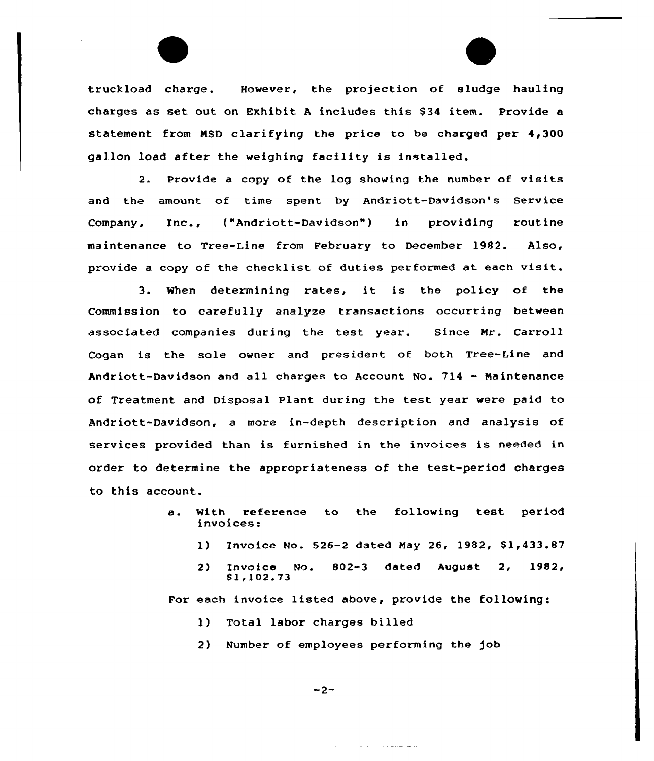truckload charge. However, the projection of sludge hauling charges as set out on Exhibit A includes this $34 item. Provide a statement from MSD clarifying the price to be charged per 4,300 gallon load after the weighing facility is installed.

2. Provide a copy of the log showing the number of visits and the amount of time spent by Andriott-Davidson's Service Company, Inc., ("Andriott-Davidson") in providing routine maintenance to Tree-Line from February to December 1982. Also, provide a copy of the checklist of duties performed at each visit.

3. When determining rates, it is the policy of the Commission to carefully analyze transactions occurring between associated companies during the test year. Since Mr. Carroll Cogan is the sole owner and president of both Tree-Line and Andriott-Davidson and all charges to Account No. 714 - Maintenance of Treatment and Disposal Plant during the test year were paid to Andriott-Davidson, a more in-depth description and analysis of services provided than is furnished in the invoices is needed in order to determine the appropriateness of the test-period charges to this account.

a. With reference to the following test period invoices:

   1) Invoice No. 526-2 dated May 26, 1982, $1,433.87

   2) Invoice No. 802-3 dated August 2, 1982, $1,102.73

For each invoice listed above, provide the following:

   1) Total labor charges billed

   2) Number of employees performing the job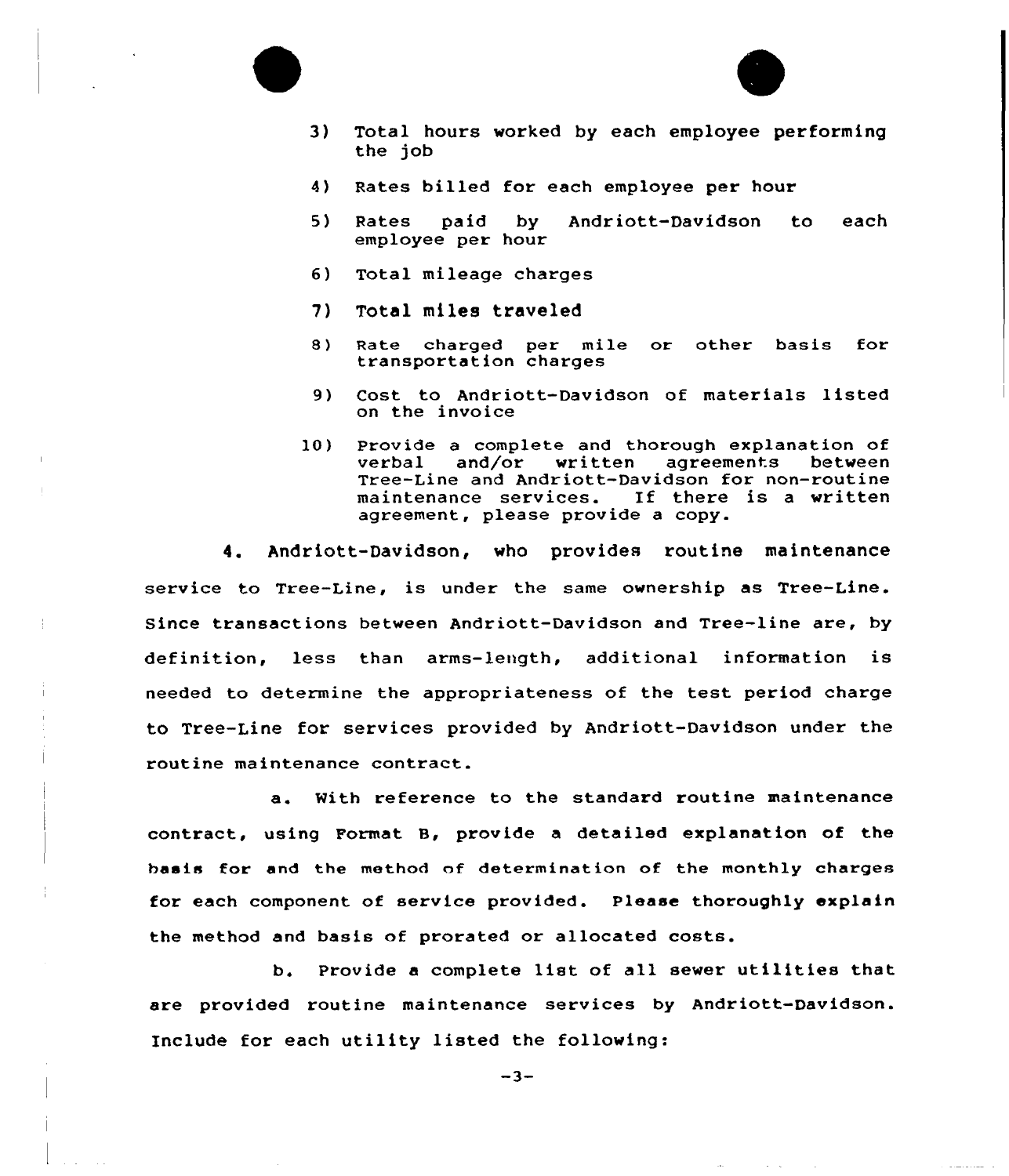3) Total hours worked by each employee performing the job

4) Rates billed for each employee per hour

5) Rates paid by Andriott-Davidson to each employee per hour

6) Total mileage charges

7) Total miles traveled

8) Rate charged per mile or other basis for transportation charges

9) Cost to Andriott-Davidson of materials listed on the invoice

10) Provide a complete and thorough explanation of verbal and/or written agreements between Tree-Line and Andriott-Davidson for non-routine maintenance services. If there is a written agreement, please provide a copy.

4. Andriott-Davidson, who provides routine maintenance service to Tree-Line, is under the same ownership as Tree-Line. Since transactions between Andriott-Davidson and Tree-line are, by definition, less than arms-length, additional information is needed to determine the appropriateness of the test period charge to Tree-Line for services provided by Andriott-Davidson under the routine maintenance contract.

a. With reference to the standard routine maintenance contract, using Format B, provide a detailed explanation of the basis for and the method of determination of the monthly charges for each component of service provided. Please thoroughly explain the method and basis of prorated or allocated costs.

b. Provide a complete list of all sewer utilities that are provided routine maintenance services by Andriott-Davidson. Include for each utility listed the following: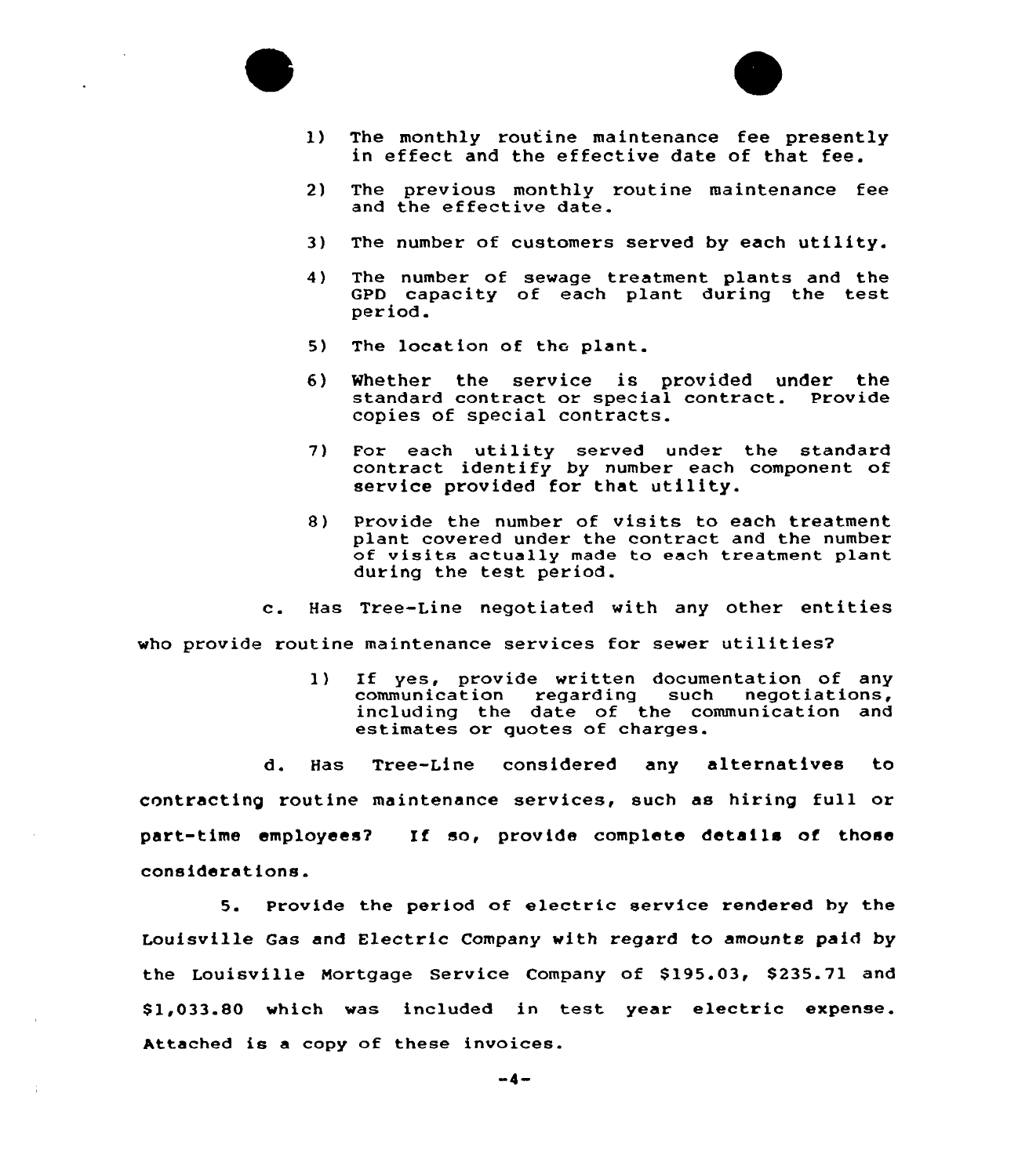1) The monthly routine maintenance fee presently in effect and the effective date of that fee.

2) The previous monthly routine maintenance fee and the effective date.

3) The number of customers served by each utility.

4) The number of sewage treatment plants and the GPD capacity of each plant during the test period.

5) The location of the plant.

6) Whether the service is provided under the standard contract or special contract. Provide copies of special contracts.

7) For each utility served under the standard contract identify by number each component of service provided for that utility.

8) Provide the number of visits to each treatment plant covered under the contract and the number of visits actually made to each treatment plant during the test period.

c. Has Tree-Line negotiated with any other entities who provide routine maintenance services for sewer utilities?

1) If yes, provide written documentation of any communication regarding such negotiations, including the date of the communication and estimates or quotes of charges.

d. Has Tree-Line considered any alternatives to contracting routine maintenance services, such as hiring full or part-time employees? If so, provide complete details of those considerations.

5. Provide the period of electric service rendered by the Louisville Gas and Electric Company with regard to amounts paid by the Louisville Mortgage Service Company of $195.03, $235.71 and $1,033.80 which was included in test year electric expense. Attached is a copy of these invoices.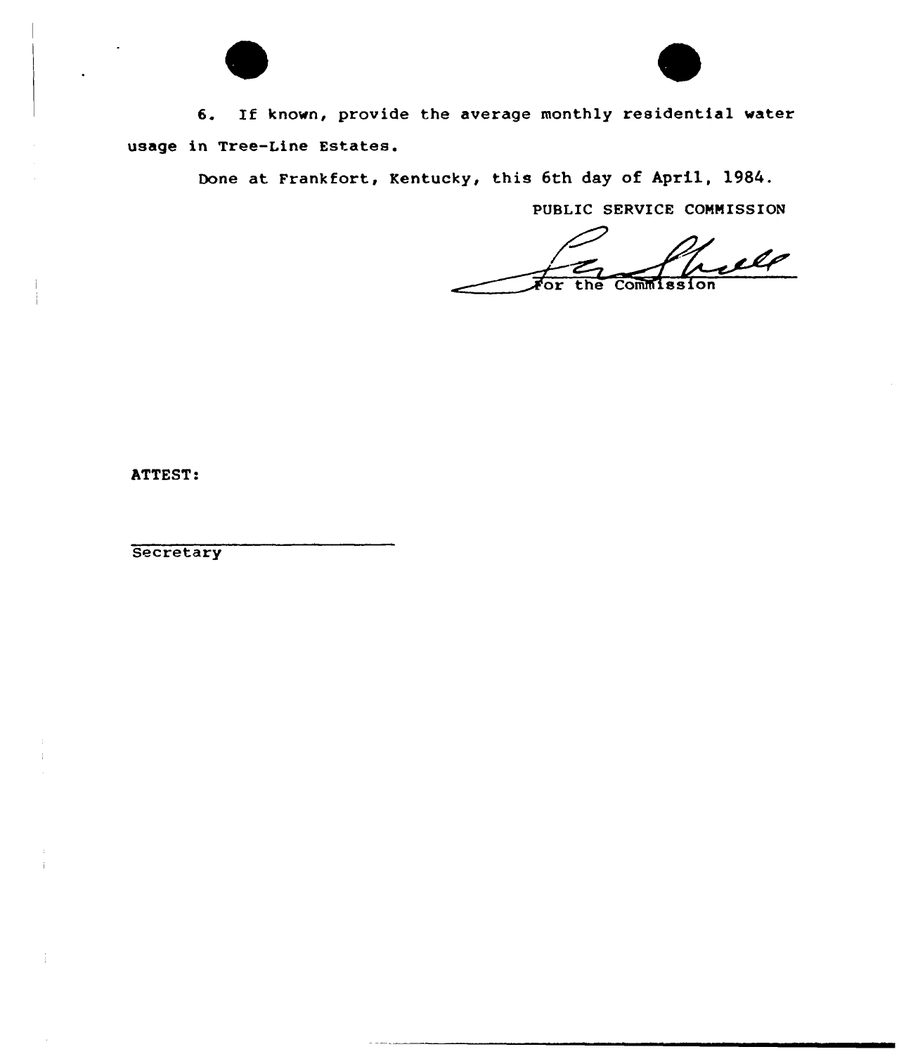6. If known, provide the average monthly residential water usage in Tree-Line Estates.

Done at Frankfort, Kentucky, this 6th day of April, 1984.

PUBLIC SERVICE COMMISSION

For the Commission

ATTEST:

Secretary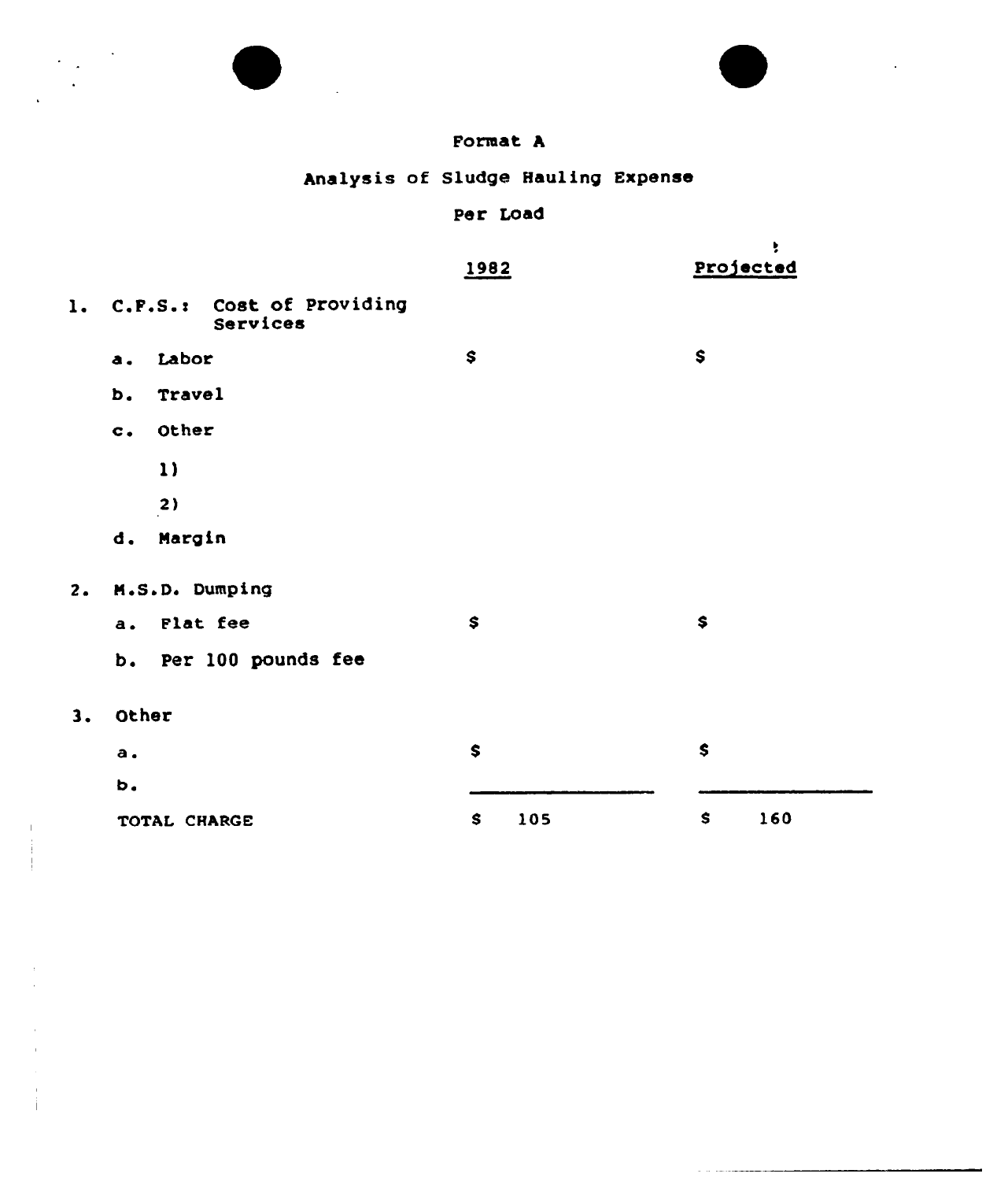Format A

Analysis of Sludge Hauling Expense

Per Load

| | 1982 | Projected |
|---|---|---|
| 1. C.F.S.: Cost of Providing Services | | |
| a. Labor | $ | $ |
| b. Travel | | |
| c. Other | | |
| 1) | | |
| 2) | | |
| d. Margin | | |
| 2. M.S.D. Dumping | | |
| a. Flat fee | $ | $ |
| b. Per 100 pounds fee | | |
| 3. Other | | |
| a. | $ | $ |
| b. | | |
| TOTAL CHARGE | $ 105 | $ 160 |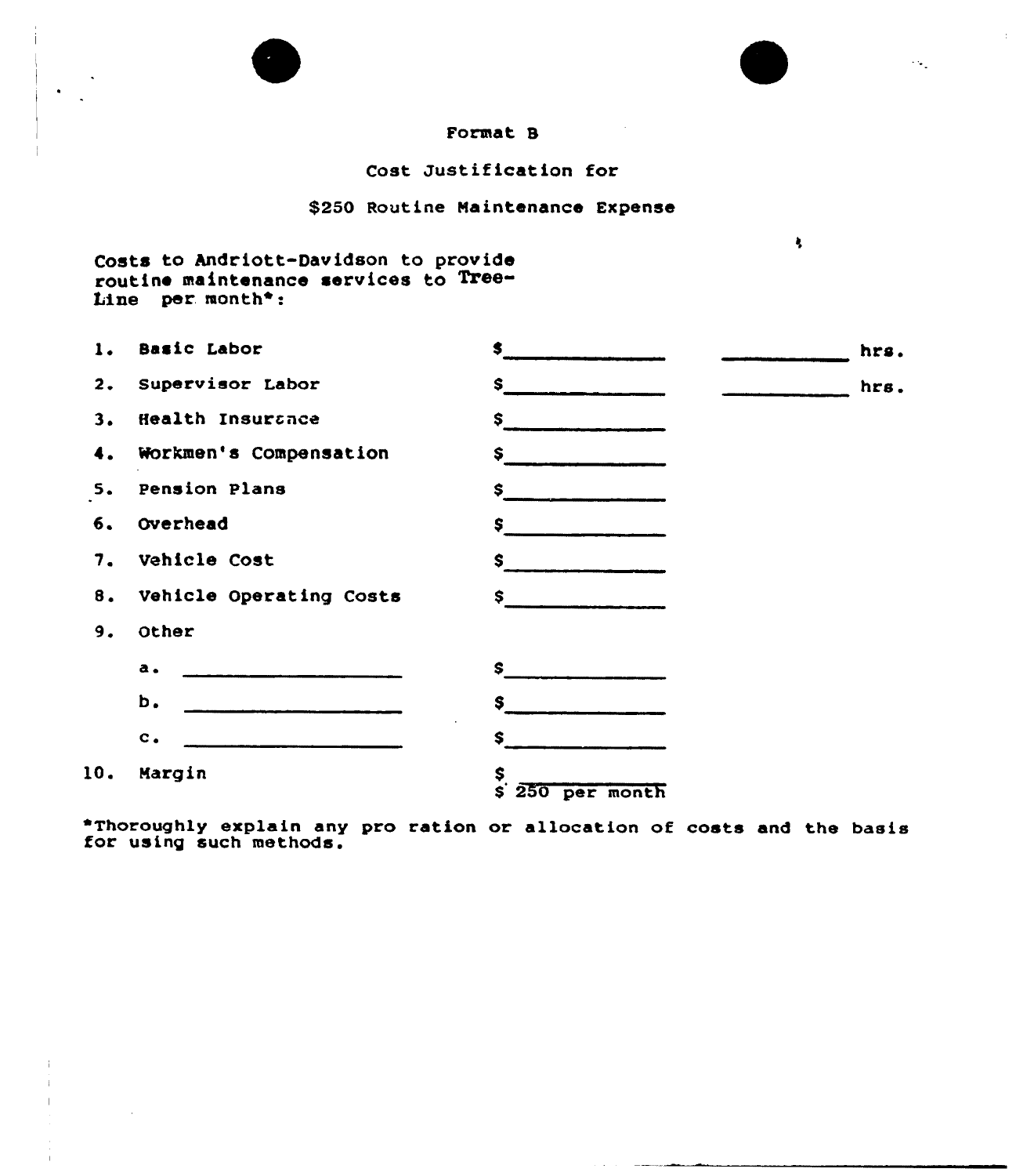Format B

Cost Justification for

$250 Routine Maintenance Expense

Costs to Andriott-Davidson to provide routine maintenance services to Tree-Line per month*:

| | | | |
|---|---|---|---|
| 1. | Basic Labor | $\_\_\_\_\_\_\_\_\_\_ | \_\_\_\_\_\_\_\_ hrs. |
| 2. | Supervisor Labor | $\_\_\_\_\_\_\_\_\_\_ | \_\_\_\_\_\_\_\_ hrs. |
| 3. | Health Insurance | $\_\_\_\_\_\_\_\_\_\_ | |
| 4. | Workmen's Compensation | $\_\_\_\_\_\_\_\_\_\_ | |
| 5. | Pension Plans | $\_\_\_\_\_\_\_\_\_\_ | |
| 6. | Overhead | $\_\_\_\_\_\_\_\_\_\_ | |
| 7. | Vehicle Cost | $\_\_\_\_\_\_\_\_\_\_ | |
| 8. | Vehicle Operating Costs | $\_\_\_\_\_\_\_\_\_\_ | |
| 9. | Other | | |
| | a. \_\_\_\_\_\_\_\_\_\_ | $\_\_\_\_\_\_\_\_\_\_ | |
| | b. \_\_\_\_\_\_\_\_\_\_ | $\_\_\_\_\_\_\_\_\_\_ | |
| | c. \_\_\_\_\_\_\_\_\_\_ | $\_\_\_\_\_\_\_\_\_\_ | |
| 10. | Margin | $\_\_\_\_\_\_\_\_\_\_ | |
| | | $ 250 per month | |

*Thoroughly explain any pro ration or allocation of costs and the basis for using such methods.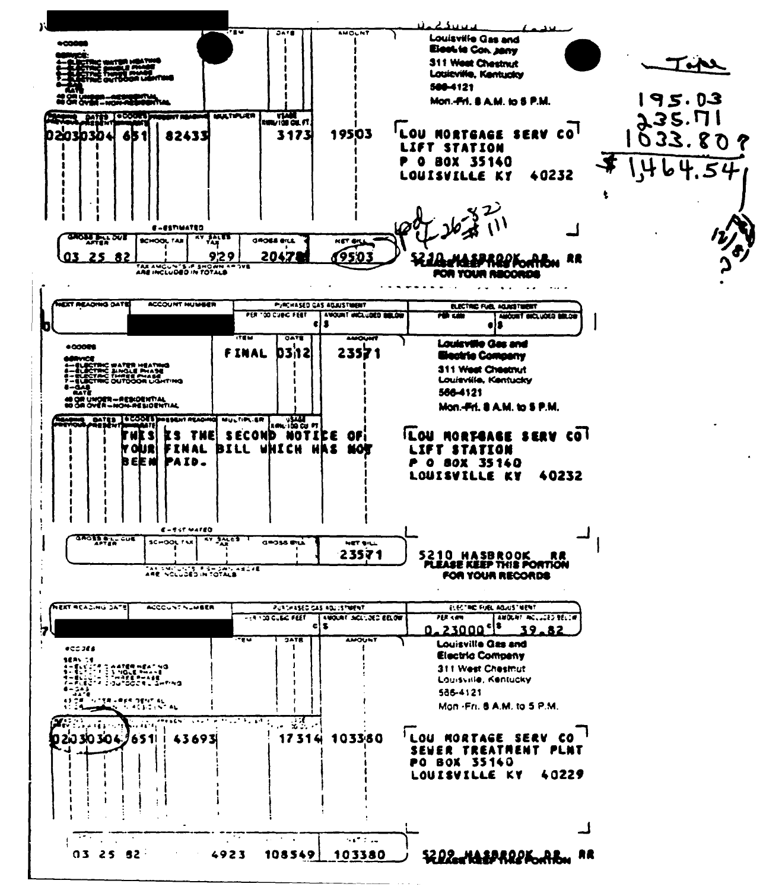**Louisville Gas and Electric Company**
311 West Chestnut
Louisville, Kentucky
586-4121
Mon.-Fri. 8 A.M. to 5 P.M.

CODES
SERVICE:
4—ELECTRIC WATER HEATING
5—ELECTRIC SINGLE PHASE
6—ELECTRIC THREE PHASE
7—ELECTRIC OUTDOOR LIGHTING
8—GAS
RATE
49 OR UNDER—RESIDENTIAL
50 OR OVER—NON-RESIDENTIAL

| READING DATES PREVIOUS | READING DATES PRESENT | CODES | PRESENT READING | MULTIPLIER | USAGE | AMOUNT |
|---|---|---|---|---|---|---|
| 0203 | 0304 | 651 | 82433 | | 3173 | 19503 |

LOU MORTGAGE SERV CO
LIFT STATION
P O BOX 35140
LOUISVILLE KY 40232

E—ESTIMATED

| GROSS BILL DUE AFTER | SCHOOL TAX | KY SALES TAX | GROSS BILL | NET BILL |
|---|---|---|---|---|
| 03 25 82 | | 929 | 20478 | 19503 |

TAX AMOUNTS IF SHOWN ABOVE ARE INCLUDED IN TOTALS

5210 HASBROOK DR RR
PLEASE KEEP THIS PORTION FOR YOUR RECORDS

pd 4-26-82 #111

Tape
195.03
235.71
1033.80 ?
$1,464.54

12/8 ?

---

| NEXT READING DATE | ACCOUNT NUMBER | PURCHASED GAS ADJUSTMENT PER 100 CUBIC FEET | AMOUNT INCLUDED BELOW | ELECTRIC FUEL ADJUSTMENT PER KWH | AMOUNT INCLUDED BELOW |
|---|---|---|---|---|---|
| | [REDACTED] | ¢ | $ | ¢ | $ |

**Louisville Gas and Electric Company**
311 West Chestnut
Louisville, Kentucky
586-4121
Mon.-Fri. 8 A.M. to 5 P.M.

| ITEM | DATE | AMOUNT |
|---|---|---|
| FINAL | 0312 | 23571 |

THIS IS THE SECOND NOTICE OF YOUR FINAL BILL WHICH HAS NOT BEEN PAID.

LOU MORTGAGE SERV CO
LIFT STATION
P O BOX 35140
LOUISVILLE KY 40232

E—ESTIMATED

| GROSS BILL DUE AFTER | SCHOOL TAX | KY SALES TAX | GROSS BILL | NET BILL |
|---|---|---|---|---|
| | | | | 23571 |

5210 HASBROOK RR
PLEASE KEEP THIS PORTION FOR YOUR RECORDS

---

| NEXT READING DATE | ACCOUNT NUMBER | PURCHASED GAS ADJUSTMENT PER 100 CUBIC FEET | AMOUNT INCLUDED BELOW | ELECTRIC FUEL ADJUSTMENT PER KWH | AMOUNT INCLUDED BELOW |
|---|---|---|---|---|---|
| | [REDACTED] | ¢ | $ | 0.23000¢ | $ 39.82 |

**Louisville Gas and Electric Company**
311 West Chestnut
Louisville, Kentucky
586-4121
Mon.-Fri. 8 A.M. to 5 P.M.

| READING DATES PREVIOUS | READING DATES PRESENT | CODES | PRESENT READING | MULTIPLIER | USAGE | AMOUNT |
|---|---|---|---|---|---|---|
| 0203 | 0304 | 651 | 43693 | | 17314 | 103380 |

LOU MORTAGE SERV CO
SEWER TREATMENT PLNT
PO BOX 35140
LOUISVILLE KY 40229

| GROSS BILL DUE AFTER | SCHOOL TAX | KY SALES TAX | GROSS BILL | NET BILL |
|---|---|---|---|---|
| 03 25 82 | | 4923 | 108549 | 103380 |

5209 HASBROOK DR RR
PLEASE KEEP THIS PORTION